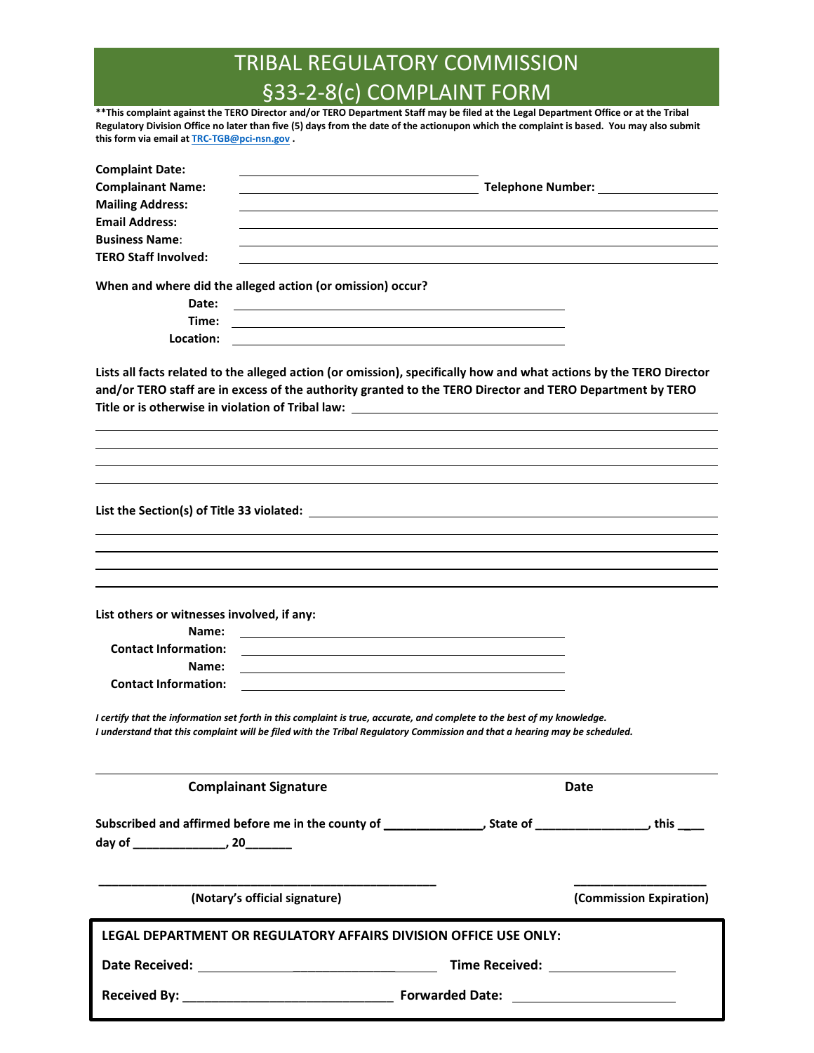# TRIBAL REGULATORY COMMISSION
# §33-2-8(c) COMPLAINT FORM

****This complaint against the TERO Director and/or TERO Department Staff may be filed at the Legal Department Office or at the Tribal Regulatory Division Office no later than five (5) days from the date of the actionupon which the complaint is based. You may also submit this form via email at TRC-TGB@pci-nsn.gov .**

**Complaint Date:** ______________________________

**Complainant Name:** ______________________________ **Telephone Number:** ____________________

**Mailing Address:** ______________________________

**Email Address:** ______________________________

**Business Name**: ______________________________

**TERO Staff Involved:** ______________________________

**When and where did the alleged action (or omission) occur?**

**Date:** ______________________________

**Time:** ______________________________

**Location:** ______________________________

**Lists all facts related to the alleged action (or omission), specifically how and what actions by the TERO Director and/or TERO staff are in excess of the authority granted to the TERO Director and TERO Department by TERO Title or is otherwise in violation of Tribal law:** ______________________________

______________________________

______________________________

______________________________

______________________________

**List the Section(s) of Title 33 violated:** ______________________________

______________________________

______________________________

______________________________

______________________________

**List others or witnesses involved, if any:**

**Name:** ______________________________

**Contact Information:** ______________________________

**Name:** ______________________________

**Contact Information:** ______________________________

***I certify that the information set forth in this complaint is true, accurate, and complete to the best of my knowledge.***
***I understand that this complaint will be filed with the Tribal Regulatory Commission and that a hearing may be scheduled.***

______________________________ ______________________________

**Complainant Signature** **Date**

**Subscribed and affirmed before me in the county of ______________, State of ________________, this ___ day of ______________, 20_______**

______________________________ ____________________

**(Notary's official signature)** **(Commission Expiration)**

**LEGAL DEPARTMENT OR REGULATORY AFFAIRS DIVISION OFFICE USE ONLY:**

**Date Received:** ______________________________ **Time Received:** ____________________

**Received By:** ______________________________ **Forwarded Date:** ____________________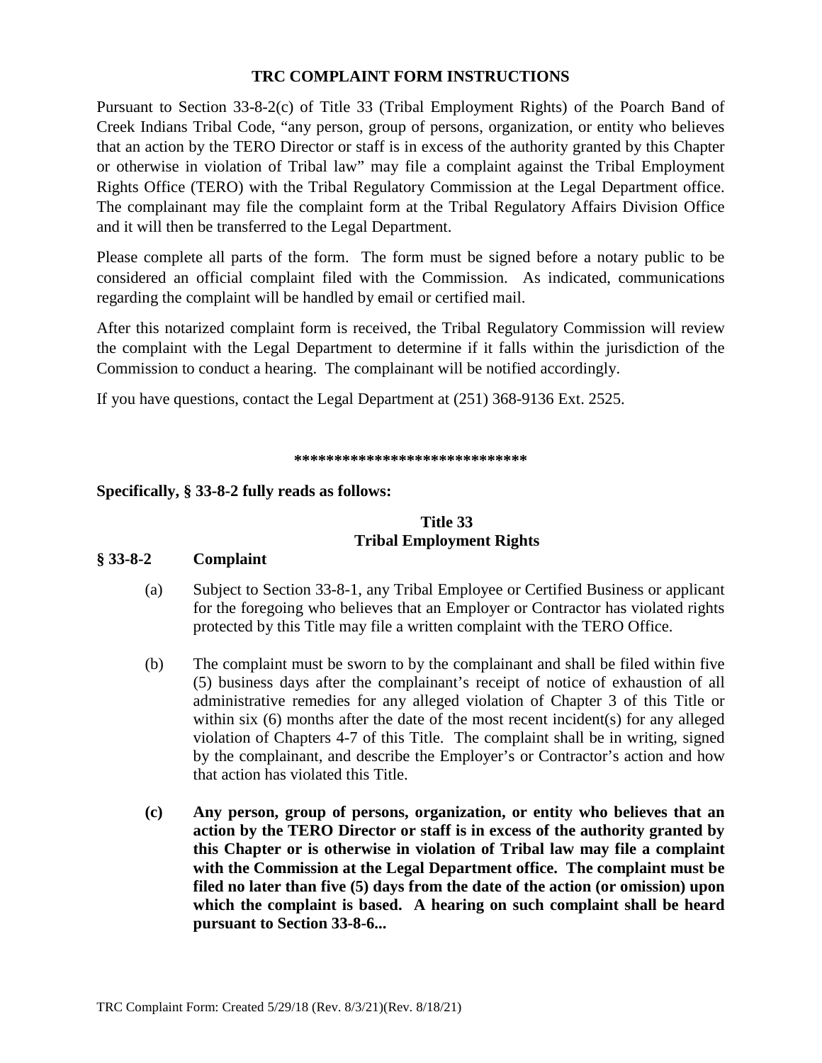## TRC COMPLAINT FORM INSTRUCTIONS

Pursuant to Section 33-8-2(c) of Title 33 (Tribal Employment Rights) of the Poarch Band of Creek Indians Tribal Code, "any person, group of persons, organization, or entity who believes that an action by the TERO Director or staff is in excess of the authority granted by this Chapter or otherwise in violation of Tribal law" may file a complaint against the Tribal Employment Rights Office (TERO) with the Tribal Regulatory Commission at the Legal Department office. The complainant may file the complaint form at the Tribal Regulatory Affairs Division Office and it will then be transferred to the Legal Department.

Please complete all parts of the form. The form must be signed before a notary public to be considered an official complaint filed with the Commission. As indicated, communications regarding the complaint will be handled by email or certified mail.

After this notarized complaint form is received, the Tribal Regulatory Commission will review the complaint with the Legal Department to determine if it falls within the jurisdiction of the Commission to conduct a hearing. The complainant will be notified accordingly.

If you have questions, contact the Legal Department at (251) 368-9136 Ext. 2525.

*****************************

**Specifically, § 33-8-2 fully reads as follows:**

**Title 33**
**Tribal Employment Rights**

**§ 33-8-2 Complaint**

(a) Subject to Section 33-8-1, any Tribal Employee or Certified Business or applicant for the foregoing who believes that an Employer or Contractor has violated rights protected by this Title may file a written complaint with the TERO Office.

(b) The complaint must be sworn to by the complainant and shall be filed within five (5) business days after the complainant's receipt of notice of exhaustion of all administrative remedies for any alleged violation of Chapter 3 of this Title or within six (6) months after the date of the most recent incident(s) for any alleged violation of Chapters 4-7 of this Title. The complaint shall be in writing, signed by the complainant, and describe the Employer's or Contractor's action and how that action has violated this Title.

**(c) Any person, group of persons, organization, or entity who believes that an action by the TERO Director or staff is in excess of the authority granted by this Chapter or is otherwise in violation of Tribal law may file a complaint with the Commission at the Legal Department office. The complaint must be filed no later than five (5) days from the date of the action (or omission) upon which the complaint is based. A hearing on such complaint shall be heard pursuant to Section 33-8-6...**

TRC Complaint Form: Created 5/29/18 (Rev. 8/3/21)(Rev. 8/18/21)